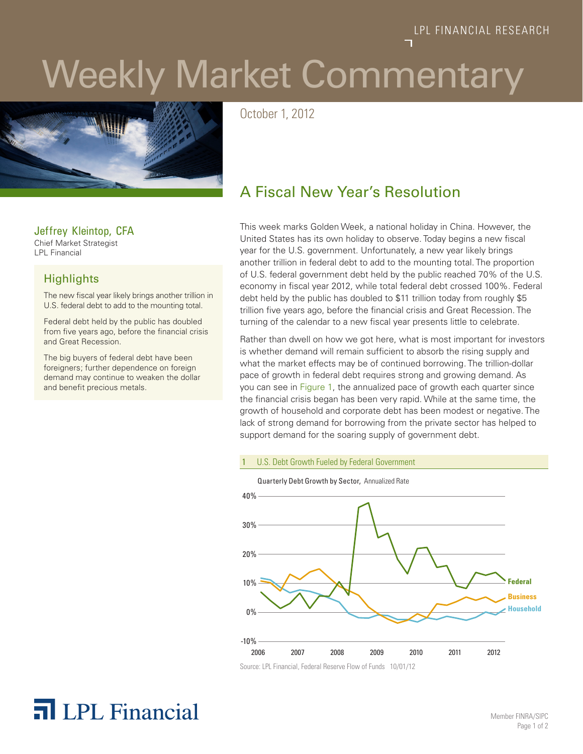# Weekly Market Commentary

LPL FINANCIAL RESEARCH

October 1, 2012

## A Fiscal New Year's Resolution

**Jeffrey Kleintop, CFA**
Chief Market Strategist
LPL Financial

### Highlights

The new fiscal year likely brings another trillion in U.S. federal debt to add to the mounting total.

Federal debt held by the public has doubled from five years ago, before the financial crisis and Great Recession.

The big buyers of federal debt have been foreigners; further dependence on foreign demand may continue to weaken the dollar and benefit precious metals.

This week marks Golden Week, a national holiday in China. However, the United States has its own holiday to observe. Today begins a new fiscal year for the U.S. government. Unfortunately, a new year likely brings another trillion in federal debt to add to the mounting total. The proportion of U.S. federal government debt held by the public reached 70% of the U.S. economy in fiscal year 2012, while total federal debt crossed 100%. Federal debt held by the public has doubled to $11 trillion today from roughly $5 trillion five years ago, before the financial crisis and Great Recession. The turning of the calendar to a new fiscal year presents little to celebrate.

Rather than dwell on how we got here, what is most important for investors is whether demand will remain sufficient to absorb the rising supply and what the market effects may be of continued borrowing. The trillion-dollar pace of growth in federal debt requires strong and growing demand. As you can see in Figure 1, the annualized pace of growth each quarter since the financial crisis began has been very rapid. While at the same time, the growth of household and corporate debt has been modest or negative. The lack of strong demand for borrowing from the private sector has helped to support demand for the soaring supply of government debt.

**1 U.S. Debt Growth Fueled by Federal Government**

Quarterly Debt Growth by Sector, Annualized Rate

Source: LPL Financial, Federal Reserve Flow of Funds 10/01/12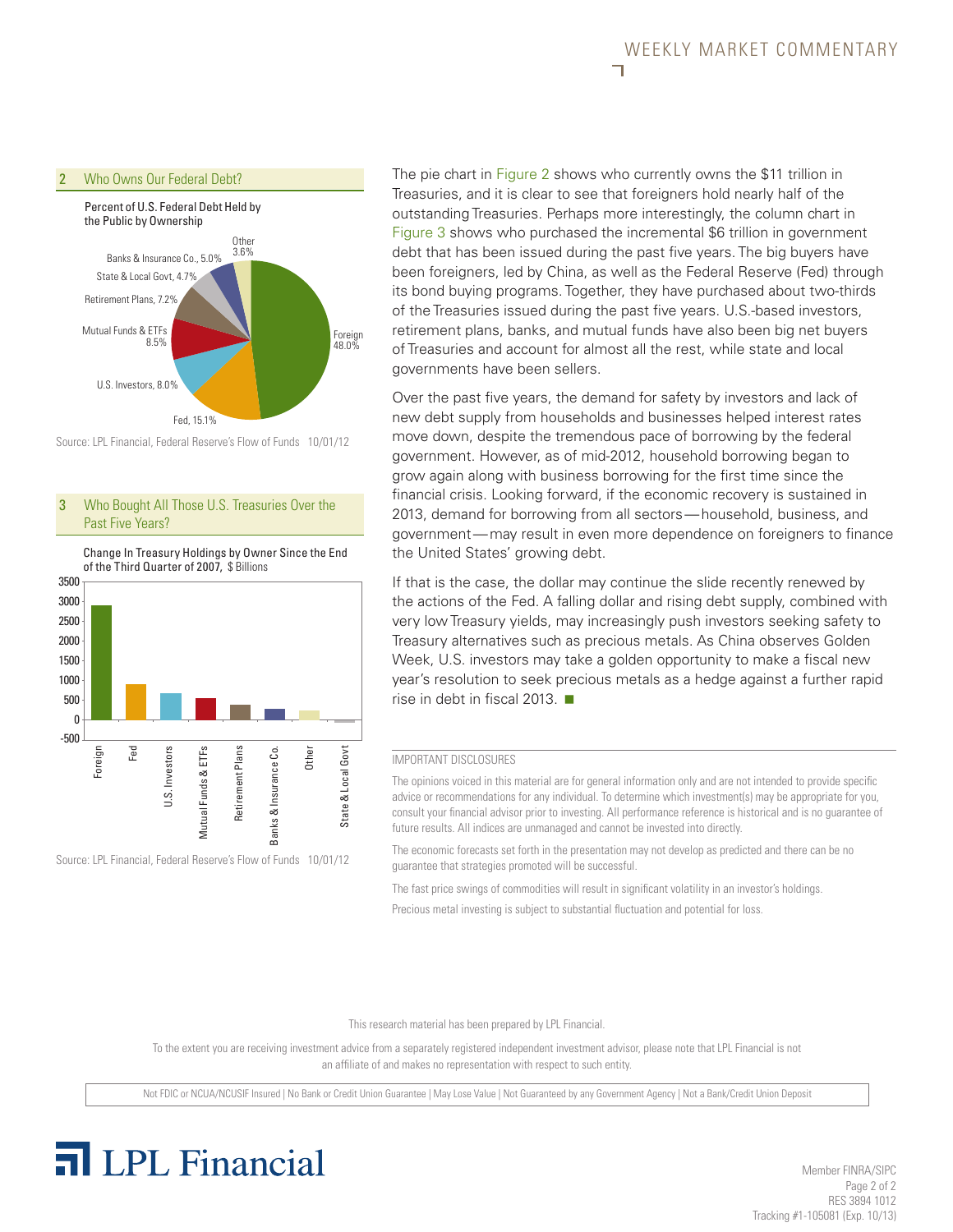## 2 Who Owns Our Federal Debt?

Percent of U.S. Federal Debt Held by the Public by Ownership

Other 3.6%
Banks & Insurance Co., 5.0%
State & Local Govt, 4.7%
Retirement Plans, 7.2%
Mutual Funds & ETFs 8.5%
U.S. Investors, 8.0%
Fed, 15.1%
Foreign 48.0%

Source: LPL Financial, Federal Reserve's Flow of Funds 10/01/12

## 3 Who Bought All Those U.S. Treasuries Over the Past Five Years?

Change In Treasury Holdings by Owner Since the End of the Third Quarter of 2007, $ Billions

3500
3000
2500
2000
1500
1000
500
0
-500

Foreign
Fed
U.S. Investors
Mutual Funds & ETFs
Retirement Plans
Banks & Insurance Co.
Other
State & Local Govt

Source: LPL Financial, Federal Reserve's Flow of Funds 10/01/12

The pie chart in Figure 2 shows who currently owns the $11 trillion in Treasuries, and it is clear to see that foreigners hold nearly half of the outstanding Treasuries. Perhaps more interestingly, the column chart in Figure 3 shows who purchased the incremental $6 trillion in government debt that has been issued during the past five years. The big buyers have been foreigners, led by China, as well as the Federal Reserve (Fed) through its bond buying programs. Together, they have purchased about two-thirds of the Treasuries issued during the past five years. U.S.-based investors, retirement plans, banks, and mutual funds have also been big net buyers of Treasuries and account for almost all the rest, while state and local governments have been sellers.

Over the past five years, the demand for safety by investors and lack of new debt supply from households and businesses helped interest rates move down, despite the tremendous pace of borrowing by the federal government. However, as of mid-2012, household borrowing began to grow again along with business borrowing for the first time since the financial crisis. Looking forward, if the economic recovery is sustained in 2013, demand for borrowing from all sectors — household, business, and government — may result in even more dependence on foreigners to finance the United States' growing debt.

If that is the case, the dollar may continue the slide recently renewed by the actions of the Fed. A falling dollar and rising debt supply, combined with very low Treasury yields, may increasingly push investors seeking safety to Treasury alternatives such as precious metals. As China observes Golden Week, U.S. investors may take a golden opportunity to make a fiscal new year's resolution to seek precious metals as a hedge against a further rapid rise in debt in fiscal 2013. ■

### IMPORTANT DISCLOSURES

The opinions voiced in this material are for general information only and are not intended to provide specific advice or recommendations for any individual. To determine which investment(s) may be appropriate for you, consult your financial advisor prior to investing. All performance reference is historical and is no guarantee of future results. All indices are unmanaged and cannot be invested into directly.

The economic forecasts set forth in the presentation may not develop as predicted and there can be no guarantee that strategies promoted will be successful.

The fast price swings of commodities will result in significant volatility in an investor's holdings.

Precious metal investing is subject to substantial fluctuation and potential for loss.

This research material has been prepared by LPL Financial.

To the extent you are receiving investment advice from a separately registered independent investment advisor, please note that LPL Financial is not an affiliate of and makes no representation with respect to such entity.

Not FDIC or NCUA/NCUSIF Insured | No Bank or Credit Union Guarantee | May Lose Value | Not Guaranteed by any Government Agency | Not a Bank/Credit Union Deposit

LPL Financial

Member FINRA/SIPC
RES 3894 1012
Tracking #1-105081 (Exp. 10/13)